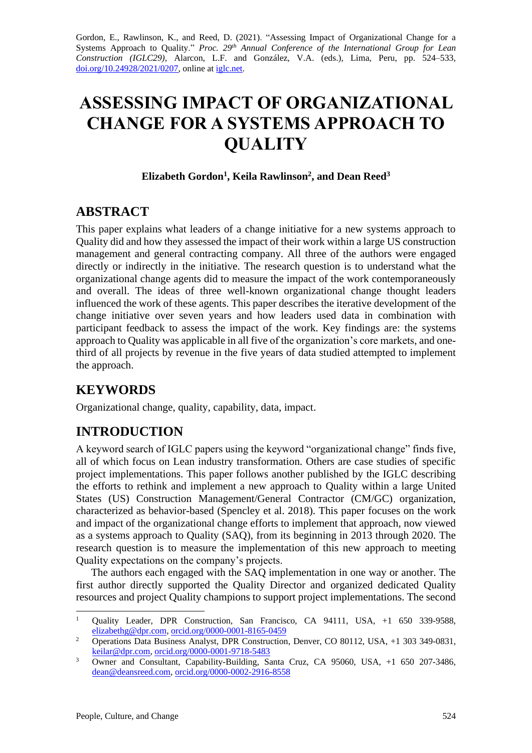Gordon, E., Rawlinson, K., and Reed, D. (2021). "Assessing Impact of Organizational Change for a Systems Approach to Quality." *Proc. 29th Annual Conference of the International Group for Lean Construction (IGLC29)*, Alarcon, L.F. and González, V.A. (eds.), Lima, Peru, pp. 524–533, doi.org/10.24928/2021/0207, online at iglc.net.

# ASSESSING IMPACT OF ORGANIZATIONAL CHANGE FOR A SYSTEMS APPROACH TO QUALITY

**Elizabeth Gordon[1], Keila Rawlinson[2], and Dean Reed[3]**

## ABSTRACT

This paper explains what leaders of a change initiative for a new systems approach to Quality did and how they assessed the impact of their work within a large US construction management and general contracting company. All three of the authors were engaged directly or indirectly in the initiative. The research question is to understand what the organizational change agents did to measure the impact of the work contemporaneously and overall. The ideas of three well-known organizational change thought leaders influenced the work of these agents. This paper describes the iterative development of the change initiative over seven years and how leaders used data in combination with participant feedback to assess the impact of the work. Key findings are: the systems approach to Quality was applicable in all five of the organization's core markets, and one-third of all projects by revenue in the five years of data studied attempted to implement the approach.

## KEYWORDS

Organizational change, quality, capability, data, impact.

## INTRODUCTION

A keyword search of IGLC papers using the keyword "organizational change" finds five, all of which focus on Lean industry transformation. Others are case studies of specific project implementations. This paper follows another published by the IGLC describing the efforts to rethink and implement a new approach to Quality within a large United States (US) Construction Management/General Contractor (CM/GC) organization, characterized as behavior-based (Spencley et al. 2018). This paper focuses on the work and impact of the organizational change efforts to implement that approach, now viewed as a systems approach to Quality (SAQ), from its beginning in 2013 through 2020. The research question is to measure the implementation of this new approach to meeting Quality expectations on the company's projects.

The authors each engaged with the SAQ implementation in one way or another. The first author directly supported the Quality Director and organized dedicated Quality resources and project Quality champions to support project implementations. The second

---

[1] Quality Leader, DPR Construction, San Francisco, CA 94111, USA, +1 650 339-9588, elizabethg@dpr.com, orcid.org/0000-0001-8165-0459

[2] Operations Data Business Analyst, DPR Construction, Denver, CO 80112, USA, +1 303 349-0831, keilar@dpr.com, orcid.org/0000-0001-9718-5483

[3] Owner and Consultant, Capability-Building, Santa Cruz, CA 95060, USA, +1 650 207-3486, dean@deansreed.com, orcid.org/0000-0002-2916-8558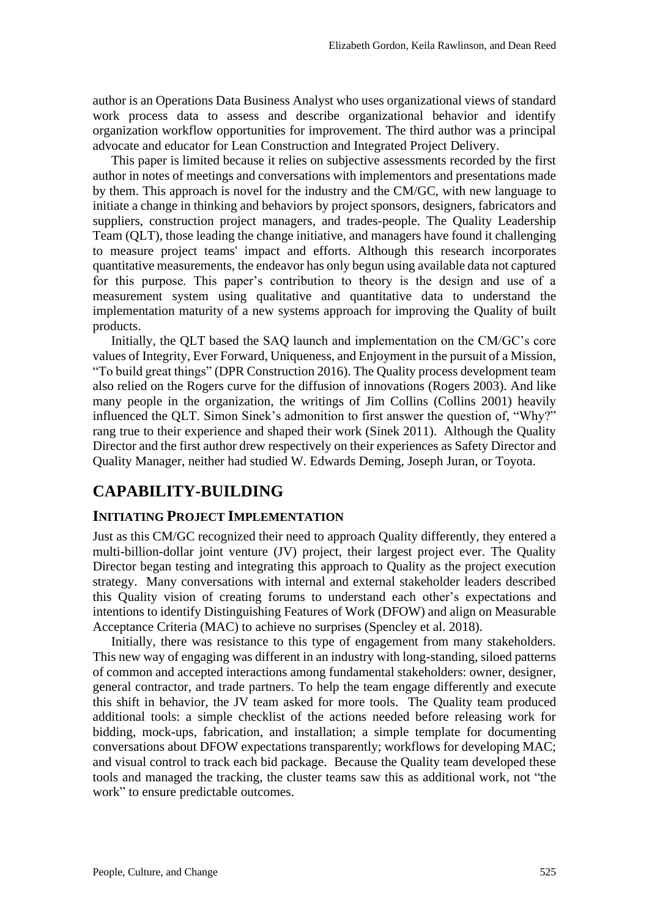author is an Operations Data Business Analyst who uses organizational views of standard work process data to assess and describe organizational behavior and identify organization workflow opportunities for improvement. The third author was a principal advocate and educator for Lean Construction and Integrated Project Delivery.

This paper is limited because it relies on subjective assessments recorded by the first author in notes of meetings and conversations with implementors and presentations made by them. This approach is novel for the industry and the CM/GC, with new language to initiate a change in thinking and behaviors by project sponsors, designers, fabricators and suppliers, construction project managers, and trades-people. The Quality Leadership Team (QLT), those leading the change initiative, and managers have found it challenging to measure project teams' impact and efforts. Although this research incorporates quantitative measurements, the endeavor has only begun using available data not captured for this purpose. This paper's contribution to theory is the design and use of a measurement system using qualitative and quantitative data to understand the implementation maturity of a new systems approach for improving the Quality of built products.

Initially, the QLT based the SAQ launch and implementation on the CM/GC's core values of Integrity, Ever Forward, Uniqueness, and Enjoyment in the pursuit of a Mission, "To build great things" (DPR Construction 2016). The Quality process development team also relied on the Rogers curve for the diffusion of innovations (Rogers 2003). And like many people in the organization, the writings of Jim Collins (Collins 2001) heavily influenced the QLT. Simon Sinek's admonition to first answer the question of, "Why?" rang true to their experience and shaped their work (Sinek 2011). Although the Quality Director and the first author drew respectively on their experiences as Safety Director and Quality Manager, neither had studied W. Edwards Deming, Joseph Juran, or Toyota.

## CAPABILITY-BUILDING

### INITIATING PROJECT IMPLEMENTATION

Just as this CM/GC recognized their need to approach Quality differently, they entered a multi-billion-dollar joint venture (JV) project, their largest project ever. The Quality Director began testing and integrating this approach to Quality as the project execution strategy. Many conversations with internal and external stakeholder leaders described this Quality vision of creating forums to understand each other's expectations and intentions to identify Distinguishing Features of Work (DFOW) and align on Measurable Acceptance Criteria (MAC) to achieve no surprises (Spencley et al. 2018).

Initially, there was resistance to this type of engagement from many stakeholders. This new way of engaging was different in an industry with long-standing, siloed patterns of common and accepted interactions among fundamental stakeholders: owner, designer, general contractor, and trade partners. To help the team engage differently and execute this shift in behavior, the JV team asked for more tools. The Quality team produced additional tools: a simple checklist of the actions needed before releasing work for bidding, mock-ups, fabrication, and installation; a simple template for documenting conversations about DFOW expectations transparently; workflows for developing MAC; and visual control to track each bid package. Because the Quality team developed these tools and managed the tracking, the cluster teams saw this as additional work, not "the work" to ensure predictable outcomes.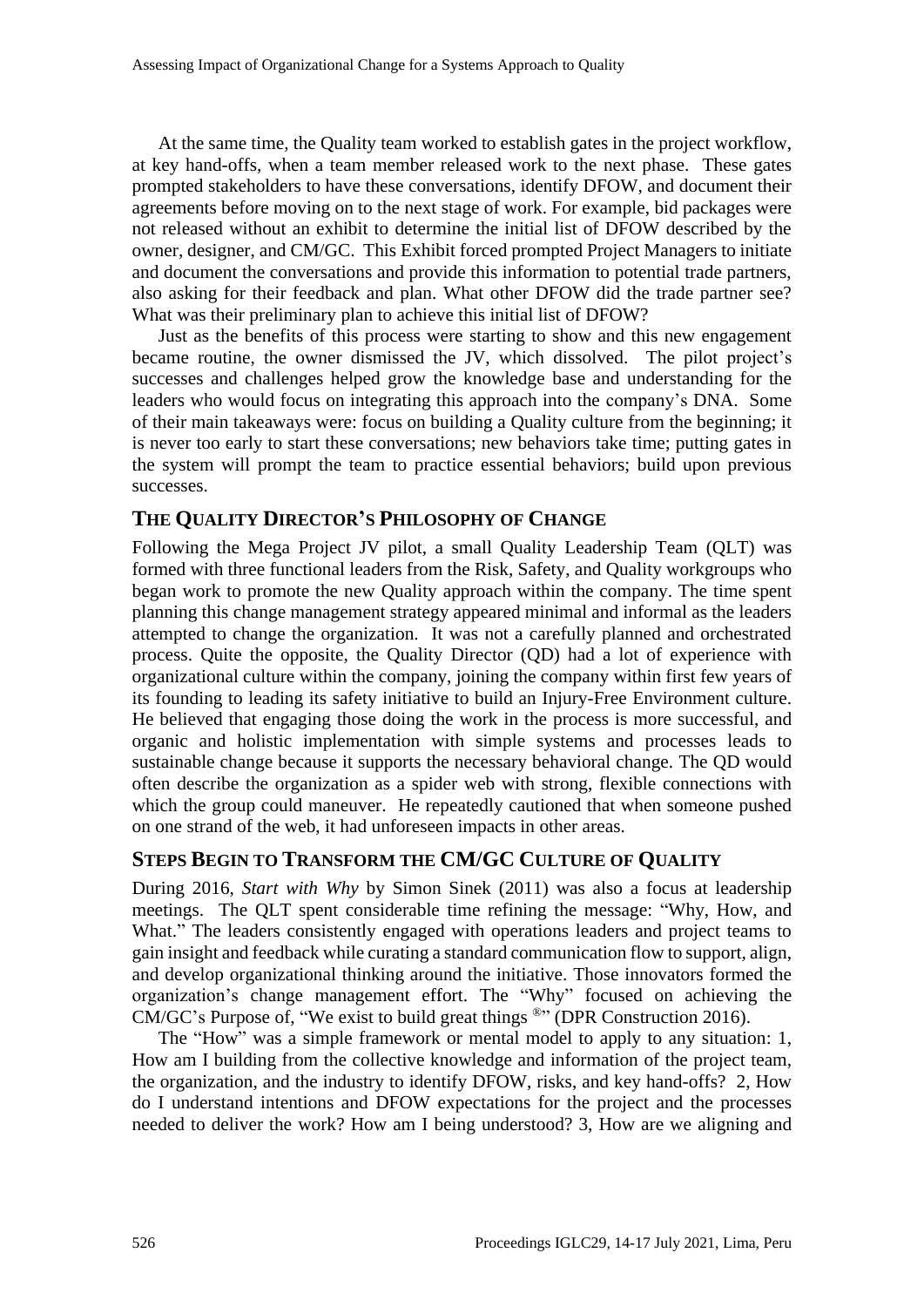At the same time, the Quality team worked to establish gates in the project workflow, at key hand-offs, when a team member released work to the next phase. These gates prompted stakeholders to have these conversations, identify DFOW, and document their agreements before moving on to the next stage of work. For example, bid packages were not released without an exhibit to determine the initial list of DFOW described by the owner, designer, and CM/GC. This Exhibit forced prompted Project Managers to initiate and document the conversations and provide this information to potential trade partners, also asking for their feedback and plan. What other DFOW did the trade partner see? What was their preliminary plan to achieve this initial list of DFOW?

Just as the benefits of this process were starting to show and this new engagement became routine, the owner dismissed the JV, which dissolved. The pilot project's successes and challenges helped grow the knowledge base and understanding for the leaders who would focus on integrating this approach into the company's DNA. Some of their main takeaways were: focus on building a Quality culture from the beginning; it is never too early to start these conversations; new behaviors take time; putting gates in the system will prompt the team to practice essential behaviors; build upon previous successes.

## THE QUALITY DIRECTOR'S PHILOSOPHY OF CHANGE

Following the Mega Project JV pilot, a small Quality Leadership Team (QLT) was formed with three functional leaders from the Risk, Safety, and Quality workgroups who began work to promote the new Quality approach within the company. The time spent planning this change management strategy appeared minimal and informal as the leaders attempted to change the organization. It was not a carefully planned and orchestrated process. Quite the opposite, the Quality Director (QD) had a lot of experience with organizational culture within the company, joining the company within first few years of its founding to leading its safety initiative to build an Injury-Free Environment culture. He believed that engaging those doing the work in the process is more successful, and organic and holistic implementation with simple systems and processes leads to sustainable change because it supports the necessary behavioral change. The QD would often describe the organization as a spider web with strong, flexible connections with which the group could maneuver. He repeatedly cautioned that when someone pushed on one strand of the web, it had unforeseen impacts in other areas.

## STEPS BEGIN TO TRANSFORM THE CM/GC CULTURE OF QUALITY

During 2016, *Start with Why* by Simon Sinek (2011) was also a focus at leadership meetings. The QLT spent considerable time refining the message: "Why, How, and What." The leaders consistently engaged with operations leaders and project teams to gain insight and feedback while curating a standard communication flow to support, align, and develop organizational thinking around the initiative. Those innovators formed the organization's change management effort. The "Why" focused on achieving the CM/GC's Purpose of, "We exist to build great things ®" (DPR Construction 2016).

The "How" was a simple framework or mental model to apply to any situation: 1, How am I building from the collective knowledge and information of the project team, the organization, and the industry to identify DFOW, risks, and key hand-offs? 2, How do I understand intentions and DFOW expectations for the project and the processes needed to deliver the work? How am I being understood? 3, How are we aligning and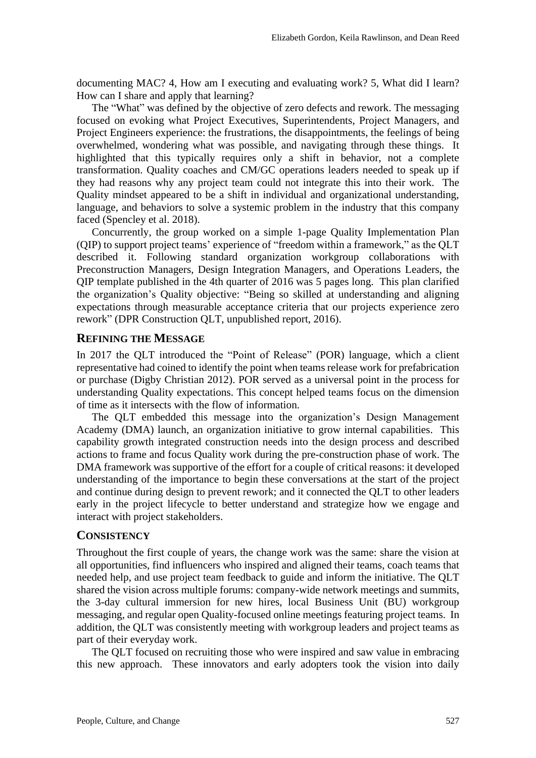documenting MAC? 4, How am I executing and evaluating work? 5, What did I learn? How can I share and apply that learning?

The "What" was defined by the objective of zero defects and rework. The messaging focused on evoking what Project Executives, Superintendents, Project Managers, and Project Engineers experience: the frustrations, the disappointments, the feelings of being overwhelmed, wondering what was possible, and navigating through these things. It highlighted that this typically requires only a shift in behavior, not a complete transformation. Quality coaches and CM/GC operations leaders needed to speak up if they had reasons why any project team could not integrate this into their work. The Quality mindset appeared to be a shift in individual and organizational understanding, language, and behaviors to solve a systemic problem in the industry that this company faced (Spencley et al. 2018).

Concurrently, the group worked on a simple 1-page Quality Implementation Plan (QIP) to support project teams' experience of "freedom within a framework," as the QLT described it. Following standard organization workgroup collaborations with Preconstruction Managers, Design Integration Managers, and Operations Leaders, the QIP template published in the 4th quarter of 2016 was 5 pages long. This plan clarified the organization's Quality objective: "Being so skilled at understanding and aligning expectations through measurable acceptance criteria that our projects experience zero rework" (DPR Construction QLT, unpublished report, 2016).

## Refining the Message

In 2017 the QLT introduced the "Point of Release" (POR) language, which a client representative had coined to identify the point when teams release work for prefabrication or purchase (Digby Christian 2012). POR served as a universal point in the process for understanding Quality expectations. This concept helped teams focus on the dimension of time as it intersects with the flow of information.

The QLT embedded this message into the organization's Design Management Academy (DMA) launch, an organization initiative to grow internal capabilities. This capability growth integrated construction needs into the design process and described actions to frame and focus Quality work during the pre-construction phase of work. The DMA framework was supportive of the effort for a couple of critical reasons: it developed understanding of the importance to begin these conversations at the start of the project and continue during design to prevent rework; and it connected the QLT to other leaders early in the project lifecycle to better understand and strategize how we engage and interact with project stakeholders.

## Consistency

Throughout the first couple of years, the change work was the same: share the vision at all opportunities, find influencers who inspired and aligned their teams, coach teams that needed help, and use project team feedback to guide and inform the initiative. The QLT shared the vision across multiple forums: company-wide network meetings and summits, the 3-day cultural immersion for new hires, local Business Unit (BU) workgroup messaging, and regular open Quality-focused online meetings featuring project teams. In addition, the QLT was consistently meeting with workgroup leaders and project teams as part of their everyday work.

The QLT focused on recruiting those who were inspired and saw value in embracing this new approach. These innovators and early adopters took the vision into daily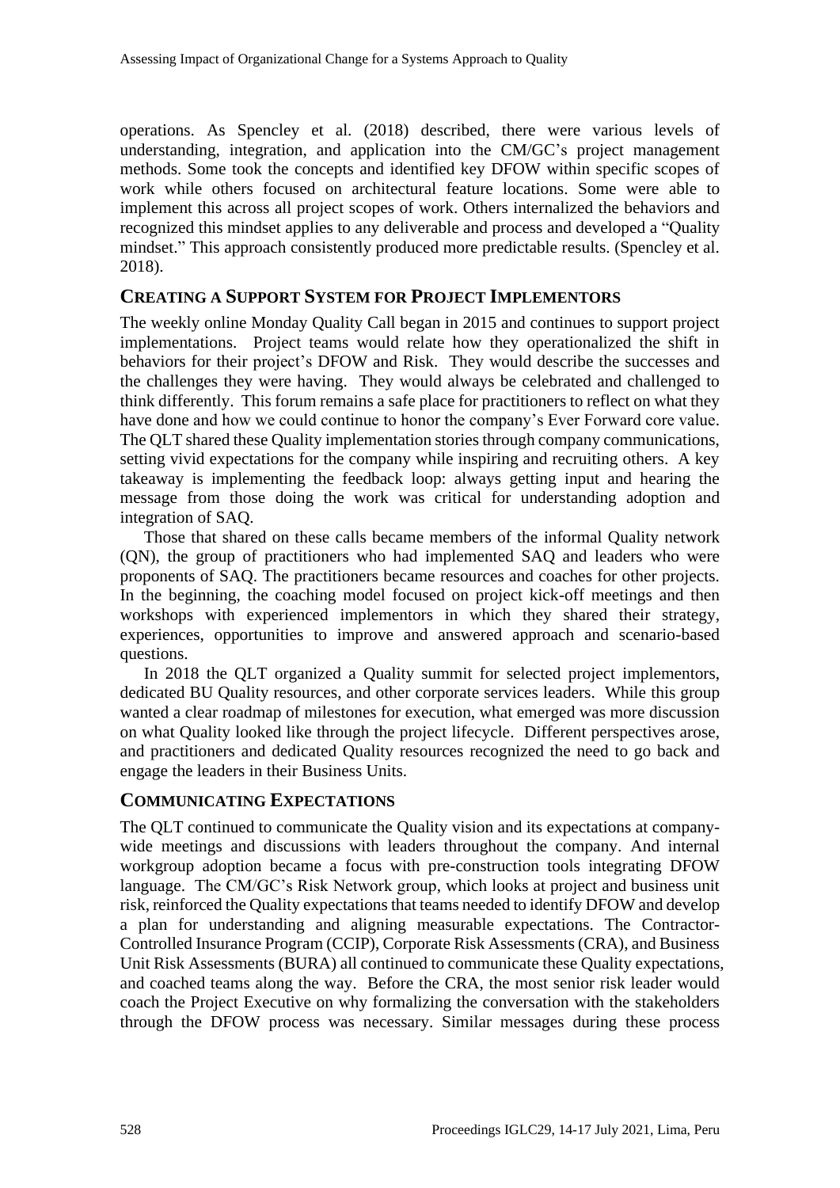operations. As Spencley et al. (2018) described, there were various levels of understanding, integration, and application into the CM/GC's project management methods. Some took the concepts and identified key DFOW within specific scopes of work while others focused on architectural feature locations. Some were able to implement this across all project scopes of work. Others internalized the behaviors and recognized this mindset applies to any deliverable and process and developed a "Quality mindset." This approach consistently produced more predictable results. (Spencley et al. 2018).

## CREATING A SUPPORT SYSTEM FOR PROJECT IMPLEMENTORS

The weekly online Monday Quality Call began in 2015 and continues to support project implementations. Project teams would relate how they operationalized the shift in behaviors for their project's DFOW and Risk. They would describe the successes and the challenges they were having. They would always be celebrated and challenged to think differently. This forum remains a safe place for practitioners to reflect on what they have done and how we could continue to honor the company's Ever Forward core value. The QLT shared these Quality implementation stories through company communications, setting vivid expectations for the company while inspiring and recruiting others. A key takeaway is implementing the feedback loop: always getting input and hearing the message from those doing the work was critical for understanding adoption and integration of SAQ.

Those that shared on these calls became members of the informal Quality network (QN), the group of practitioners who had implemented SAQ and leaders who were proponents of SAQ. The practitioners became resources and coaches for other projects. In the beginning, the coaching model focused on project kick-off meetings and then workshops with experienced implementors in which they shared their strategy, experiences, opportunities to improve and answered approach and scenario-based questions.

In 2018 the QLT organized a Quality summit for selected project implementors, dedicated BU Quality resources, and other corporate services leaders. While this group wanted a clear roadmap of milestones for execution, what emerged was more discussion on what Quality looked like through the project lifecycle. Different perspectives arose, and practitioners and dedicated Quality resources recognized the need to go back and engage the leaders in their Business Units.

## COMMUNICATING EXPECTATIONS

The QLT continued to communicate the Quality vision and its expectations at company-wide meetings and discussions with leaders throughout the company. And internal workgroup adoption became a focus with pre-construction tools integrating DFOW language. The CM/GC's Risk Network group, which looks at project and business unit risk, reinforced the Quality expectations that teams needed to identify DFOW and develop a plan for understanding and aligning measurable expectations. The Contractor-Controlled Insurance Program (CCIP), Corporate Risk Assessments (CRA), and Business Unit Risk Assessments (BURA) all continued to communicate these Quality expectations, and coached teams along the way. Before the CRA, the most senior risk leader would coach the Project Executive on why formalizing the conversation with the stakeholders through the DFOW process was necessary. Similar messages during these process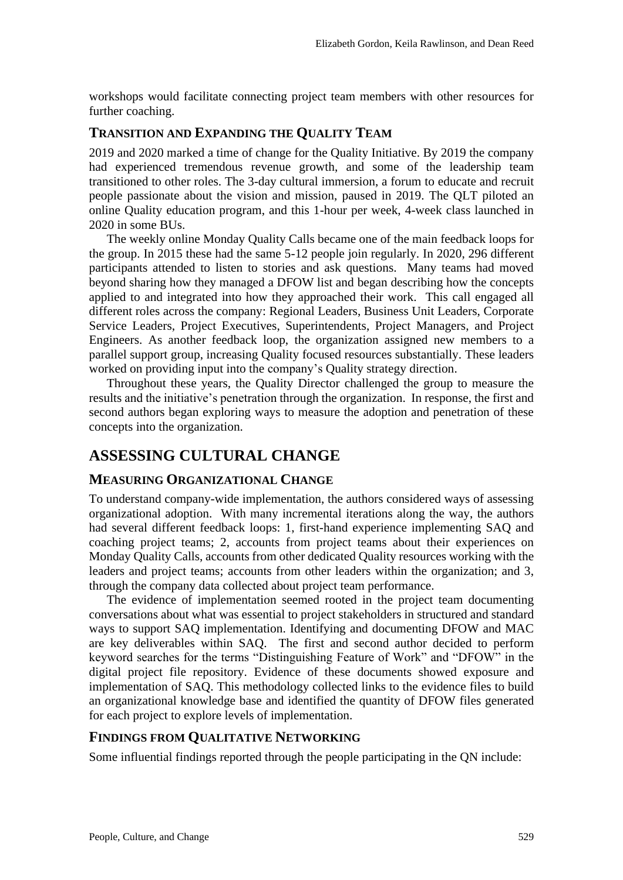workshops would facilitate connecting project team members with other resources for further coaching.

### TRANSITION AND EXPANDING THE QUALITY TEAM

2019 and 2020 marked a time of change for the Quality Initiative. By 2019 the company had experienced tremendous revenue growth, and some of the leadership team transitioned to other roles. The 3-day cultural immersion, a forum to educate and recruit people passionate about the vision and mission, paused in 2019. The QLT piloted an online Quality education program, and this 1-hour per week, 4-week class launched in 2020 in some BUs.

The weekly online Monday Quality Calls became one of the main feedback loops for the group. In 2015 these had the same 5-12 people join regularly. In 2020, 296 different participants attended to listen to stories and ask questions. Many teams had moved beyond sharing how they managed a DFOW list and began describing how the concepts applied to and integrated into how they approached their work. This call engaged all different roles across the company: Regional Leaders, Business Unit Leaders, Corporate Service Leaders, Project Executives, Superintendents, Project Managers, and Project Engineers. As another feedback loop, the organization assigned new members to a parallel support group, increasing Quality focused resources substantially. These leaders worked on providing input into the company's Quality strategy direction.

Throughout these years, the Quality Director challenged the group to measure the results and the initiative's penetration through the organization. In response, the first and second authors began exploring ways to measure the adoption and penetration of these concepts into the organization.

## ASSESSING CULTURAL CHANGE

### MEASURING ORGANIZATIONAL CHANGE

To understand company-wide implementation, the authors considered ways of assessing organizational adoption. With many incremental iterations along the way, the authors had several different feedback loops: 1, first-hand experience implementing SAQ and coaching project teams; 2, accounts from project teams about their experiences on Monday Quality Calls, accounts from other dedicated Quality resources working with the leaders and project teams; accounts from other leaders within the organization; and 3, through the company data collected about project team performance.

The evidence of implementation seemed rooted in the project team documenting conversations about what was essential to project stakeholders in structured and standard ways to support SAQ implementation. Identifying and documenting DFOW and MAC are key deliverables within SAQ. The first and second author decided to perform keyword searches for the terms "Distinguishing Feature of Work" and "DFOW" in the digital project file repository. Evidence of these documents showed exposure and implementation of SAQ. This methodology collected links to the evidence files to build an organizational knowledge base and identified the quantity of DFOW files generated for each project to explore levels of implementation.

### FINDINGS FROM QUALITATIVE NETWORKING

Some influential findings reported through the people participating in the QN include: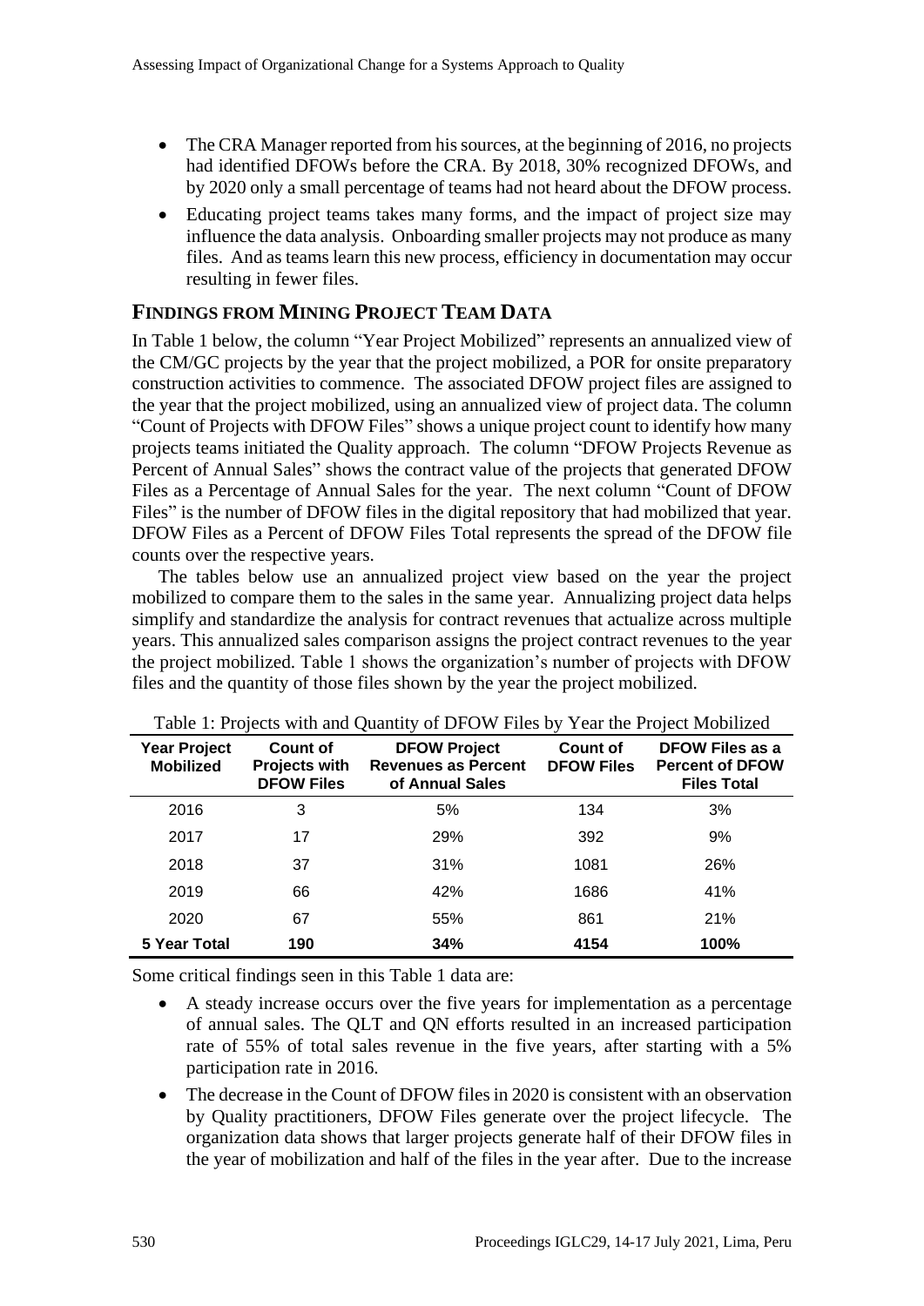- The CRA Manager reported from his sources, at the beginning of 2016, no projects had identified DFOWs before the CRA. By 2018, 30% recognized DFOWs, and by 2020 only a small percentage of teams had not heard about the DFOW process.
- Educating project teams takes many forms, and the impact of project size may influence the data analysis. Onboarding smaller projects may not produce as many files. And as teams learn this new process, efficiency in documentation may occur resulting in fewer files.

## FINDINGS FROM MINING PROJECT TEAM DATA

In Table 1 below, the column "Year Project Mobilized" represents an annualized view of the CM/GC projects by the year that the project mobilized, a POR for onsite preparatory construction activities to commence. The associated DFOW project files are assigned to the year that the project mobilized, using an annualized view of project data. The column "Count of Projects with DFOW Files" shows a unique project count to identify how many projects teams initiated the Quality approach. The column "DFOW Projects Revenue as Percent of Annual Sales" shows the contract value of the projects that generated DFOW Files as a Percentage of Annual Sales for the year. The next column "Count of DFOW Files" is the number of DFOW files in the digital repository that had mobilized that year. DFOW Files as a Percent of DFOW Files Total represents the spread of the DFOW file counts over the respective years.

The tables below use an annualized project view based on the year the project mobilized to compare them to the sales in the same year. Annualizing project data helps simplify and standardize the analysis for contract revenues that actualize across multiple years. This annualized sales comparison assigns the project contract revenues to the year the project mobilized. Table 1 shows the organization's number of projects with DFOW files and the quantity of those files shown by the year the project mobilized.

Table 1: Projects with and Quantity of DFOW Files by Year the Project Mobilized

| Year Project Mobilized | Count of Projects with DFOW Files | DFOW Project Revenues as Percent of Annual Sales | Count of DFOW Files | DFOW Files as a Percent of DFOW Files Total |
|---|---|---|---|---|
| 2016 | 3 | 5% | 134 | 3% |
| 2017 | 17 | 29% | 392 | 9% |
| 2018 | 37 | 31% | 1081 | 26% |
| 2019 | 66 | 42% | 1686 | 41% |
| 2020 | 67 | 55% | 861 | 21% |
| **5 Year Total** | **190** | **34%** | **4154** | **100%** |

Some critical findings seen in this Table 1 data are:

- A steady increase occurs over the five years for implementation as a percentage of annual sales. The QLT and QN efforts resulted in an increased participation rate of 55% of total sales revenue in the five years, after starting with a 5% participation rate in 2016.
- The decrease in the Count of DFOW files in 2020 is consistent with an observation by Quality practitioners, DFOW Files generate over the project lifecycle. The organization data shows that larger projects generate half of their DFOW files in the year of mobilization and half of the files in the year after. Due to the increase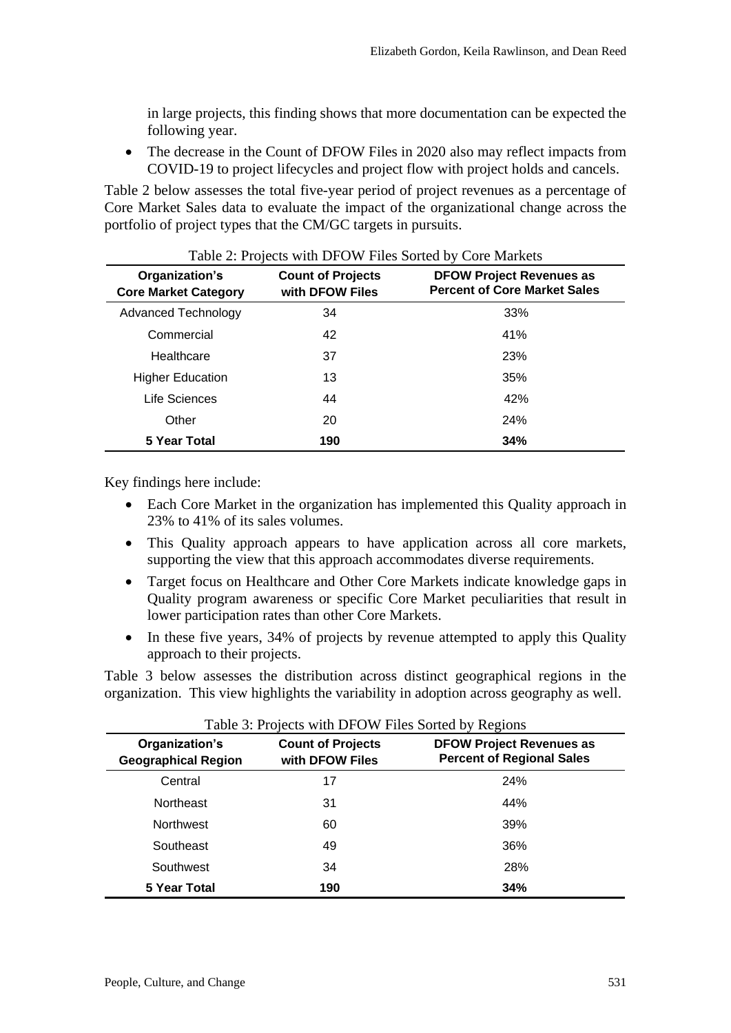in large projects, this finding shows that more documentation can be expected the following year.

- The decrease in the Count of DFOW Files in 2020 also may reflect impacts from COVID-19 to project lifecycles and project flow with project holds and cancels.

Table 2 below assesses the total five-year period of project revenues as a percentage of Core Market Sales data to evaluate the impact of the organizational change across the portfolio of project types that the CM/GC targets in pursuits.

Table 2: Projects with DFOW Files Sorted by Core Markets

| Organization's Core Market Category | Count of Projects with DFOW Files | DFOW Project Revenues as Percent of Core Market Sales |
|---|---|---|
| Advanced Technology | 34 | 33% |
| Commercial | 42 | 41% |
| Healthcare | 37 | 23% |
| Higher Education | 13 | 35% |
| Life Sciences | 44 | 42% |
| Other | 20 | 24% |
| **5 Year Total** | **190** | **34%** |

Key findings here include:

- Each Core Market in the organization has implemented this Quality approach in 23% to 41% of its sales volumes.
- This Quality approach appears to have application across all core markets, supporting the view that this approach accommodates diverse requirements.
- Target focus on Healthcare and Other Core Markets indicate knowledge gaps in Quality program awareness or specific Core Market peculiarities that result in lower participation rates than other Core Markets.
- In these five years, 34% of projects by revenue attempted to apply this Quality approach to their projects.

Table 3 below assesses the distribution across distinct geographical regions in the organization. This view highlights the variability in adoption across geography as well.

Table 3: Projects with DFOW Files Sorted by Regions

| Organization's Geographical Region | Count of Projects with DFOW Files | DFOW Project Revenues as Percent of Regional Sales |
|---|---|---|
| Central | 17 | 24% |
| Northeast | 31 | 44% |
| Northwest | 60 | 39% |
| Southeast | 49 | 36% |
| Southwest | 34 | 28% |
| **5 Year Total** | **190** | **34%** |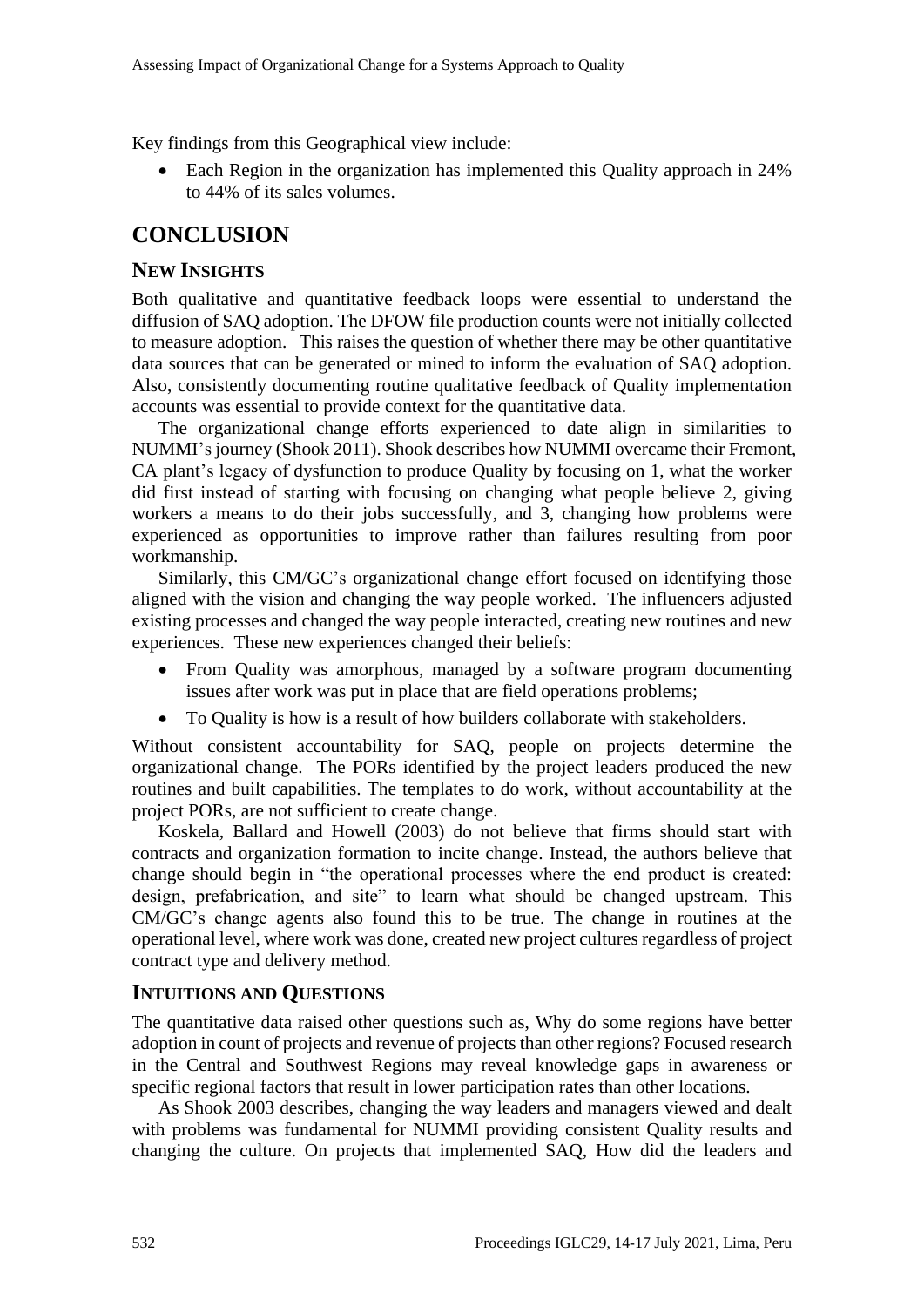Key findings from this Geographical view include:

- Each Region in the organization has implemented this Quality approach in 24% to 44% of its sales volumes.

# CONCLUSION

## NEW INSIGHTS

Both qualitative and quantitative feedback loops were essential to understand the diffusion of SAQ adoption. The DFOW file production counts were not initially collected to measure adoption. This raises the question of whether there may be other quantitative data sources that can be generated or mined to inform the evaluation of SAQ adoption. Also, consistently documenting routine qualitative feedback of Quality implementation accounts was essential to provide context for the quantitative data.

The organizational change efforts experienced to date align in similarities to NUMMI's journey (Shook 2011). Shook describes how NUMMI overcame their Fremont, CA plant's legacy of dysfunction to produce Quality by focusing on 1, what the worker did first instead of starting with focusing on changing what people believe 2, giving workers a means to do their jobs successfully, and 3, changing how problems were experienced as opportunities to improve rather than failures resulting from poor workmanship.

Similarly, this CM/GC's organizational change effort focused on identifying those aligned with the vision and changing the way people worked. The influencers adjusted existing processes and changed the way people interacted, creating new routines and new experiences. These new experiences changed their beliefs:

- From Quality was amorphous, managed by a software program documenting issues after work was put in place that are field operations problems;
- To Quality is how is a result of how builders collaborate with stakeholders.

Without consistent accountability for SAQ, people on projects determine the organizational change. The PORs identified by the project leaders produced the new routines and built capabilities. The templates to do work, without accountability at the project PORs, are not sufficient to create change.

Koskela, Ballard and Howell (2003) do not believe that firms should start with contracts and organization formation to incite change. Instead, the authors believe that change should begin in "the operational processes where the end product is created: design, prefabrication, and site" to learn what should be changed upstream. This CM/GC's change agents also found this to be true. The change in routines at the operational level, where work was done, created new project cultures regardless of project contract type and delivery method.

## INTUITIONS AND QUESTIONS

The quantitative data raised other questions such as, Why do some regions have better adoption in count of projects and revenue of projects than other regions? Focused research in the Central and Southwest Regions may reveal knowledge gaps in awareness or specific regional factors that result in lower participation rates than other locations.

As Shook 2003 describes, changing the way leaders and managers viewed and dealt with problems was fundamental for NUMMI providing consistent Quality results and changing the culture. On projects that implemented SAQ, How did the leaders and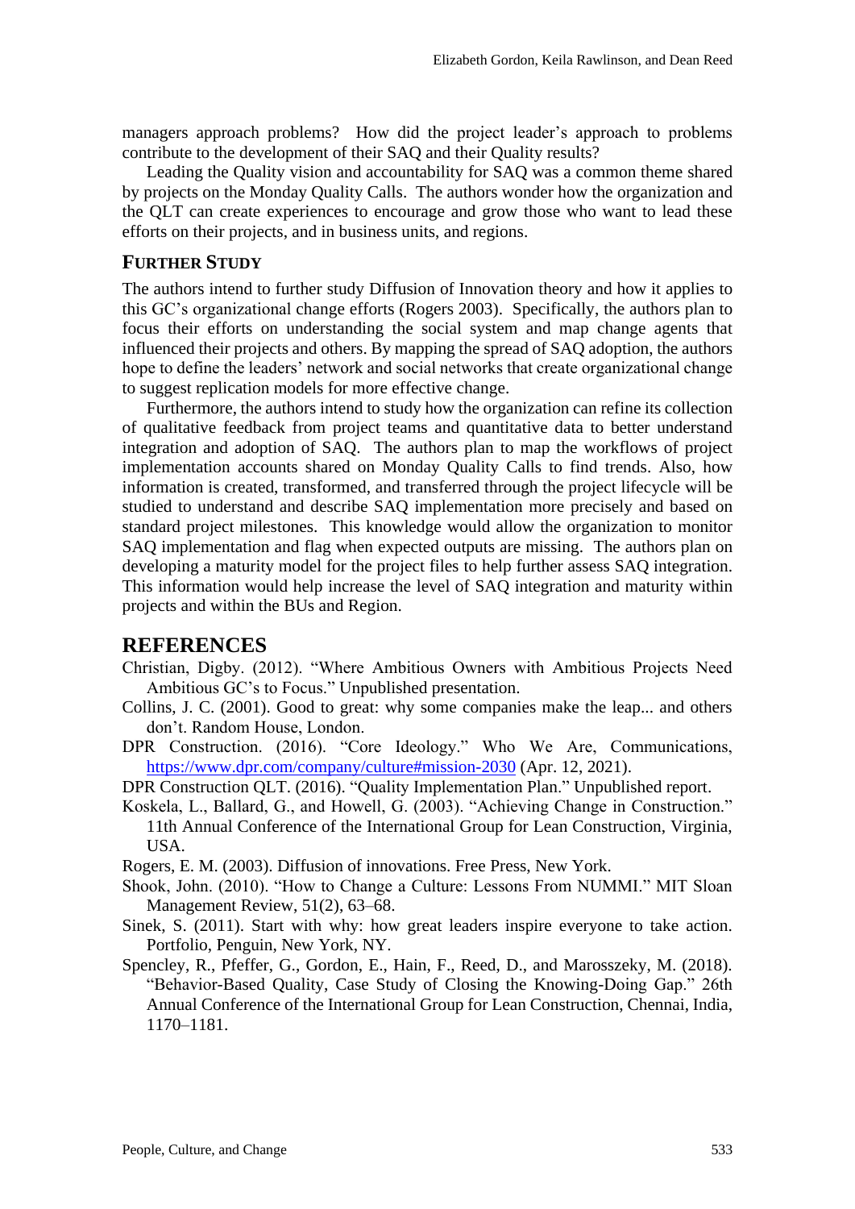managers approach problems? How did the project leader's approach to problems contribute to the development of their SAQ and their Quality results?

Leading the Quality vision and accountability for SAQ was a common theme shared by projects on the Monday Quality Calls. The authors wonder how the organization and the QLT can create experiences to encourage and grow those who want to lead these efforts on their projects, and in business units, and regions.

### FURTHER STUDY

The authors intend to further study Diffusion of Innovation theory and how it applies to this GC's organizational change efforts (Rogers 2003). Specifically, the authors plan to focus their efforts on understanding the social system and map change agents that influenced their projects and others. By mapping the spread of SAQ adoption, the authors hope to define the leaders' network and social networks that create organizational change to suggest replication models for more effective change.

Furthermore, the authors intend to study how the organization can refine its collection of qualitative feedback from project teams and quantitative data to better understand integration and adoption of SAQ. The authors plan to map the workflows of project implementation accounts shared on Monday Quality Calls to find trends. Also, how information is created, transformed, and transferred through the project lifecycle will be studied to understand and describe SAQ implementation more precisely and based on standard project milestones. This knowledge would allow the organization to monitor SAQ implementation and flag when expected outputs are missing. The authors plan on developing a maturity model for the project files to help further assess SAQ integration. This information would help increase the level of SAQ integration and maturity within projects and within the BUs and Region.

## REFERENCES

Christian, Digby. (2012). "Where Ambitious Owners with Ambitious Projects Need Ambitious GC's to Focus." Unpublished presentation.

Collins, J. C. (2001). Good to great: why some companies make the leap... and others don't. Random House, London.

DPR Construction. (2016). "Core Ideology." Who We Are, Communications, https://www.dpr.com/company/culture#mission-2030 (Apr. 12, 2021).

DPR Construction QLT. (2016). "Quality Implementation Plan." Unpublished report.

Koskela, L., Ballard, G., and Howell, G. (2003). "Achieving Change in Construction." 11th Annual Conference of the International Group for Lean Construction, Virginia, USA.

Rogers, E. M. (2003). Diffusion of innovations. Free Press, New York.

Shook, John. (2010). "How to Change a Culture: Lessons From NUMMI." MIT Sloan Management Review, 51(2), 63–68.

Sinek, S. (2011). Start with why: how great leaders inspire everyone to take action. Portfolio, Penguin, New York, NY.

Spencley, R., Pfeffer, G., Gordon, E., Hain, F., Reed, D., and Marosszeky, M. (2018). "Behavior-Based Quality, Case Study of Closing the Knowing-Doing Gap." 26th Annual Conference of the International Group for Lean Construction, Chennai, India, 1170–1181.